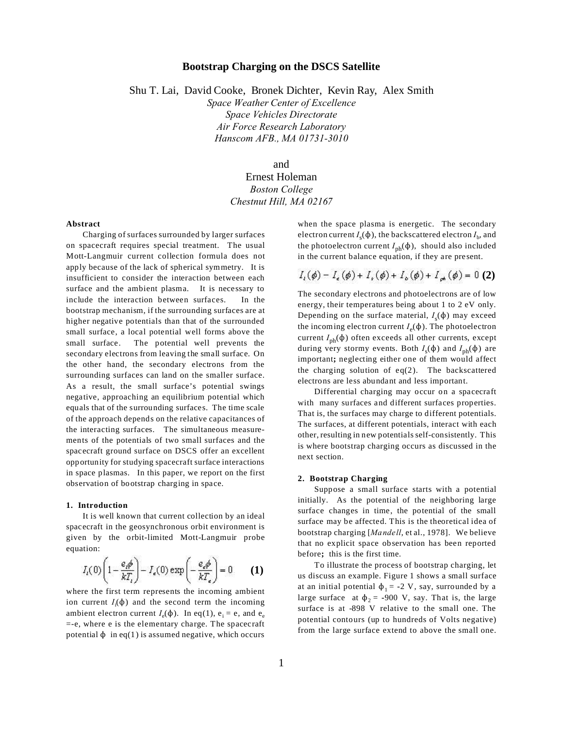# Bootstrap Charging on the DSCS Satellite

Shu T. Lai, David Cooke, Bronek Dichter, Kevin Ray, Alex Smith

*Space Weather Center of Excellence*
*Space Vehicles Directorate*
*Air Force Research Laboratory*
*Hanscom AFB., MA 01731-3010*

and

Ernest Holeman

*Boston College*
*Chestnut Hill, MA 02167*

### Abstract

Charging of surfaces surrounded by larger surfaces on spacecraft requires special treatment. The usual Mott-Langmuir current collection formula does not apply because of the lack of spherical symmetry. It is insufficient to consider the interaction between each surface and the ambient plasma. It is necessary to include the interaction between surfaces. In the bootstrap mechanism, if the surrounding surfaces are at higher negative potentials than that of the surrounded small surface, a local potential well forms above the small surface. The potential well prevents the secondary electrons from leaving the small surface. On the other hand, the secondary electrons from the surrounding surfaces can land on the smaller surface. As a result, the small surface's potential swings negative, approaching an equilibrium potential which equals that of the surrounding surfaces. The time scale of the approach depends on the relative capacitances of the interacting surfaces. The simultaneous measurements of the potentials of two small surfaces and the spacecraft ground surface on DSCS offer an excellent opportunity for studying spacecraft surface interactions in space plasmas. In this paper, we report on the first observation of bootstrap charging in space.

### 1. Introduction

It is well known that current collection by an ideal spacecraft in the geosynchronous orbit environment is given by the orbit-limited Mott-Langmuir probe equation:

$$I_i(0)\left(1-\frac{e_i\phi}{kT_i}\right)-I_e(0)\exp\left(-\frac{e_e\phi}{kT_e}\right)=0 \qquad \textbf{(1)}$$

where the first term represents the incoming ambient ion current $I_i(\phi)$ and the second term the incoming ambient electron current $I_e(\phi)$. In eq(1), $e_i = e$, and $e_e = -e$, where e is the elementary charge. The spacecraft potential $\phi$ in eq(1) is assumed negative, which occurs when the space plasma is energetic. The secondary electron current $I_s(\phi)$, the backscattered electron $I_b$, and the photoelectron current $I_{ph}(\phi)$, should also included in the current balance equation, if they are present.

$$I_i(\phi)-I_e(\phi)+I_s(\phi)+I_b(\phi)+I_{ph}(\phi)=0 \qquad \textbf{(2)}$$

The secondary electrons and photoelectrons are of low energy, their temperatures being about 1 to 2 eV only. Depending on the surface material, $I_s(\phi)$ may exceed the incoming electron current $I_e(\phi)$. The photoelectron current $I_{ph}(\phi)$ often exceeds all other currents, except during very stormy events. Both $I_s(\phi)$ and $I_{ph}(\phi)$ are important**;** neglecting either one of them would affect the charging solution of eq(2). The backscattered electrons are less abundant and less important.

Differential charging may occur on a spacecraft with many surfaces and different surfaces properties. That is, the surfaces may charge to different potentials. The surfaces, at different potentials, interact with each other, resulting in new potentials self-consistently. This is where bootstrap charging occurs as discussed in the next section.

### 2. Bootstrap Charging

Suppose a small surface starts with a potential initially. As the potential of the neighboring large surface changes in time, the potential of the small surface may be affected. This is the theoretical idea of bootstrap charging [*Mandell*, et al., 1978]. We believe that no explicit space observation has been reported before**;** this is the first time.

To illustrate the process of bootstrap charging, let us discuss an example. Figure 1 shows a small surface at an initial potential $\phi_1 = -2$ V, say, surrounded by a large surface at $\phi_2 = -900$ V, say. That is, the large surface is at -898 V relative to the small one. The potential contours (up to hundreds of Volts negative) from the large surface extend to above the small one.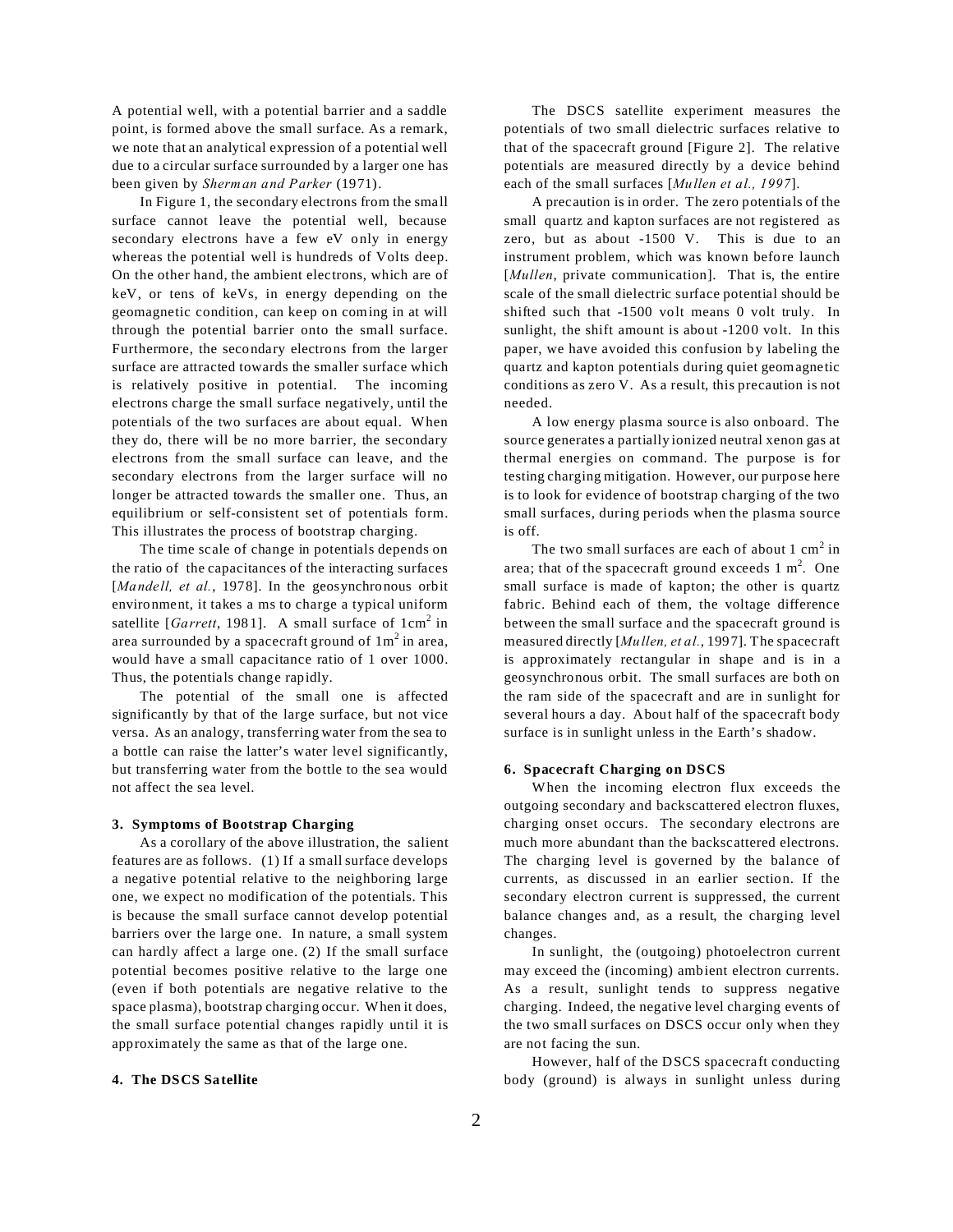A potential well, with a potential barrier and a saddle point, is formed above the small surface. As a remark, we note that an analytical expression of a potential well due to a circular surface surrounded by a larger one has been given by *Sherman and Parker* (1971).

In Figure 1, the secondary electrons from the small surface cannot leave the potential well, because secondary electrons have a few eV only in energy whereas the potential well is hundreds of Volts deep. On the other hand, the ambient electrons, which are of keV, or tens of keVs, in energy depending on the geomagnetic condition, can keep on coming in at will through the potential barrier onto the small surface. Furthermore, the secondary electrons from the larger surface are attracted towards the smaller surface which is relatively positive in potential. The incoming electrons charge the small surface negatively, until the potentials of the two surfaces are about equal. When they do, there will be no more barrier, the secondary electrons from the small surface can leave, and the secondary electrons from the larger surface will no longer be attracted towards the smaller one. Thus, an equilibrium or self-consistent set of potentials form. This illustrates the process of bootstrap charging.

The time scale of change in potentials depends on the ratio of the capacitances of the interacting surfaces [*Mandell, et al.*, 1978]. In the geosynchronous orbit environment, it takes a ms to charge a typical uniform satellite [*Garrett*, 1981]. A small surface of $1 cm^2$ in area surrounded by a spacecraft ground of $1 m^2$ in area, would have a small capacitance ratio of 1 over 1000. Thus, the potentials change rapidly.

The potential of the small one is affected significantly by that of the large surface, but not vice versa. As an analogy, transferring water from the sea to a bottle can raise the latter's water level significantly, but transferring water from the bottle to the sea would not affect the sea level.

### 3. Symptoms of Bootstrap Charging

As a corollary of the above illustration, the salient features are as follows. (1) If a small surface develops a negative potential relative to the neighboring large one, we expect no modification of the potentials. This is because the small surface cannot develop potential barriers over the large one. In nature, a small system can hardly affect a large one. (2) If the small surface potential becomes positive relative to the large one (even if both potentials are negative relative to the space plasma), bootstrap charging occur. When it does, the small surface potential changes rapidly until it is approximately the same as that of the large one.

### 4. The DSCS Satellite

The DSCS satellite experiment measures the potentials of two small dielectric surfaces relative to that of the spacecraft ground [Figure 2]. The relative potentials are measured directly by a device behind each of the small surfaces [*Mullen et al., 1997*].

A precaution is in order. The zero potentials of the small quartz and kapton surfaces are not registered as zero, but as about -1500 V. This is due to an instrument problem, which was known before launch [*Mullen*, private communication]. That is, the entire scale of the small dielectric surface potential should be shifted such that -1500 volt means 0 volt truly. In sunlight, the shift amount is about -1200 volt. In this paper, we have avoided this confusion by labeling the quartz and kapton potentials during quiet geomagnetic conditions as zero V. As a result, this precaution is not needed.

A low energy plasma source is also onboard. The source generates a partially ionized neutral xenon gas at thermal energies on command. The purpose is for testing charging mitigation. However, our purpose here is to look for evidence of bootstrap charging of the two small surfaces, during periods when the plasma source is off.

The two small surfaces are each of about $1 cm^2$ in area; that of the spacecraft ground exceeds $1 m^2$. One small surface is made of kapton; the other is quartz fabric. Behind each of them, the voltage difference between the small surface and the spacecraft ground is measured directly [*Mullen, et al.*, 1997]. The spacecraft is approximately rectangular in shape and is in a geosynchronous orbit. The small surfaces are both on the ram side of the spacecraft and are in sunlight for several hours a day. About half of the spacecraft body surface is in sunlight unless in the Earth's shadow.

### 6. Spacecraft Charging on DSCS

When the incoming electron flux exceeds the outgoing secondary and backscattered electron fluxes, charging onset occurs. The secondary electrons are much more abundant than the backscattered electrons. The charging level is governed by the balance of currents, as discussed in an earlier section. If the secondary electron current is suppressed, the current balance changes and, as a result, the charging level changes.

In sunlight, the (outgoing) photoelectron current may exceed the (incoming) ambient electron currents. As a result, sunlight tends to suppress negative charging. Indeed, the negative level charging events of the two small surfaces on DSCS occur only when they are not facing the sun.

However, half of the DSCS spacecraft conducting body (ground) is always in sunlight unless during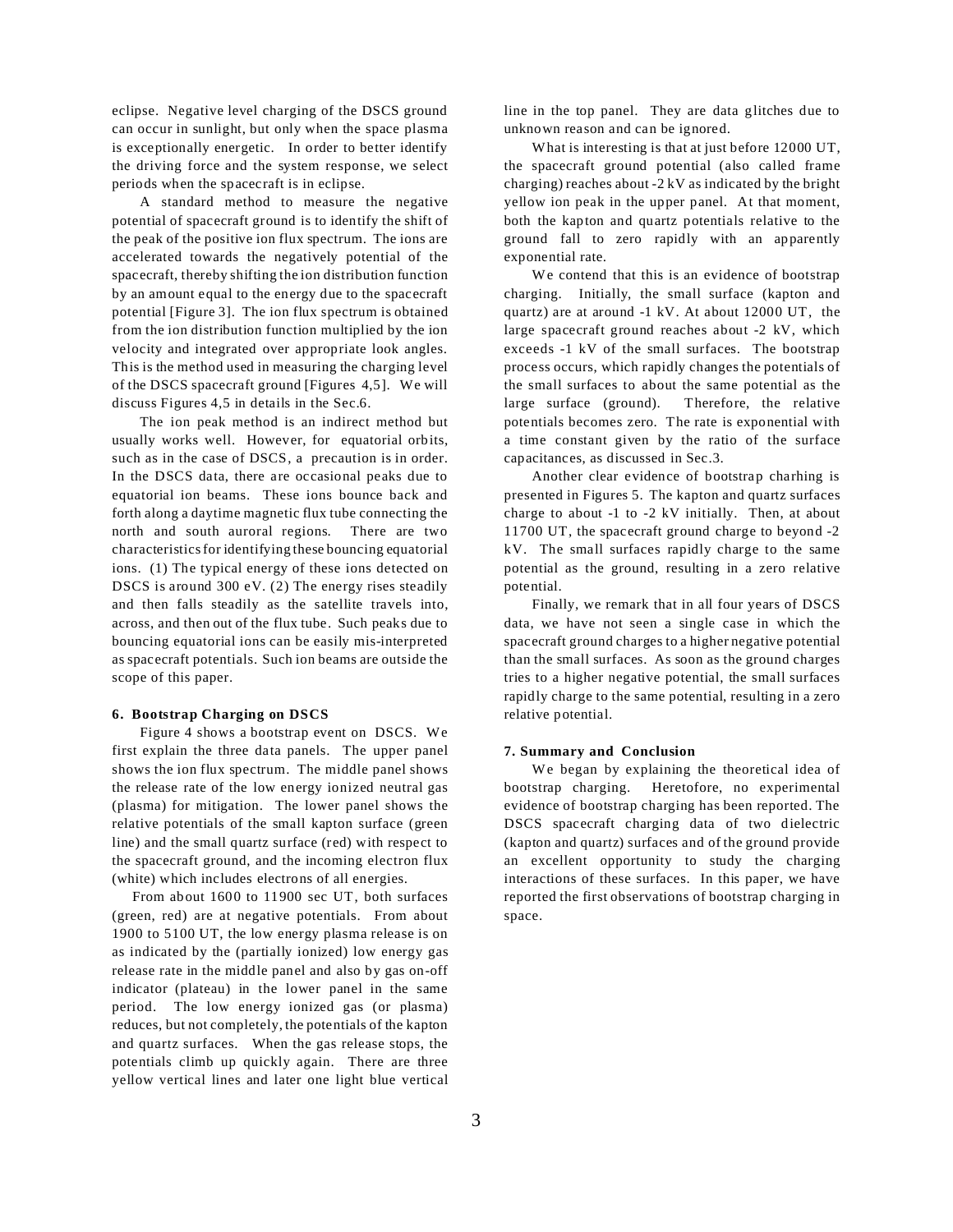eclipse. Negative level charging of the DSCS ground can occur in sunlight, but only when the space plasma is exceptionally energetic. In order to better identify the driving force and the system response, we select periods when the spacecraft is in eclipse.

A standard method to measure the negative potential of spacecraft ground is to identify the shift of the peak of the positive ion flux spectrum. The ions are accelerated towards the negatively potential of the spacecraft, thereby shifting the ion distribution function by an amount equal to the energy due to the spacecraft potential [Figure 3]. The ion flux spectrum is obtained from the ion distribution function multiplied by the ion velocity and integrated over appropriate look angles. This is the method used in measuring the charging level of the DSCS spacecraft ground [Figures 4,5]. We will discuss Figures 4,5 in details in the Sec.6.

The ion peak method is an indirect method but usually works well. However, for equatorial orbits, such as in the case of DSCS, a precaution is in order. In the DSCS data, there are occasional peaks due to equatorial ion beams. These ions bounce back and forth along a daytime magnetic flux tube connecting the north and south auroral regions. There are two characteristics for identifying these bouncing equatorial ions. (1) The typical energy of these ions detected on DSCS is around 300 eV. (2) The energy rises steadily and then falls steadily as the satellite travels into, across, and then out of the flux tube. Such peaks due to bouncing equatorial ions can be easily mis-interpreted as spacecraft potentials. Such ion beams are outside the scope of this paper.

#### 6. Bootstrap Charging on DSCS

Figure 4 shows a bootstrap event on DSCS. We first explain the three data panels. The upper panel shows the ion flux spectrum. The middle panel shows the release rate of the low energy ionized neutral gas (plasma) for mitigation. The lower panel shows the relative potentials of the small kapton surface (green line) and the small quartz surface (red) with respect to the spacecraft ground, and the incoming electron flux (white) which includes electrons of all energies.

From about 1600 to 11900 sec UT, both surfaces (green, red) are at negative potentials. From about 1900 to 5100 UT, the low energy plasma release is on as indicated by the (partially ionized) low energy gas release rate in the middle panel and also by gas on-off indicator (plateau) in the lower panel in the same period. The low energy ionized gas (or plasma) reduces, but not completely, the potentials of the kapton and quartz surfaces. When the gas release stops, the potentials climb up quickly again. There are three yellow vertical lines and later one light blue vertical line in the top panel. They are data glitches due to unknown reason and can be ignored.

What is interesting is that at just before 12000 UT, the spacecraft ground potential (also called frame charging) reaches about -2 kV as indicated by the bright yellow ion peak in the upper panel. At that moment, both the kapton and quartz potentials relative to the ground fall to zero rapidly with an apparently exponential rate.

We contend that this is an evidence of bootstrap charging. Initially, the small surface (kapton and quartz) are at around -1 kV. At about 12000 UT, the large spacecraft ground reaches about -2 kV, which exceeds -1 kV of the small surfaces. The bootstrap process occurs, which rapidly changes the potentials of the small surfaces to about the same potential as the large surface (ground). Therefore, the relative potentials becomes zero. The rate is exponential with a time constant given by the ratio of the surface capacitances, as discussed in Sec.3.

Another clear evidence of bootstrap charhing is presented in Figures 5. The kapton and quartz surfaces charge to about -1 to -2 kV initially. Then, at about 11700 UT, the spacecraft ground charge to beyond -2 kV. The small surfaces rapidly charge to the same potential as the ground, resulting in a zero relative potential.

Finally, we remark that in all four years of DSCS data, we have not seen a single case in which the spacecraft ground charges to a higher negative potential than the small surfaces. As soon as the ground charges tries to a higher negative potential, the small surfaces rapidly charge to the same potential, resulting in a zero relative potential.

#### 7. Summary and Conclusion

We began by explaining the theoretical idea of bootstrap charging. Heretofore, no experimental evidence of bootstrap charging has been reported. The DSCS spacecraft charging data of two dielectric (kapton and quartz) surfaces and of the ground provide an excellent opportunity to study the charging interactions of these surfaces. In this paper, we have reported the first observations of bootstrap charging in space.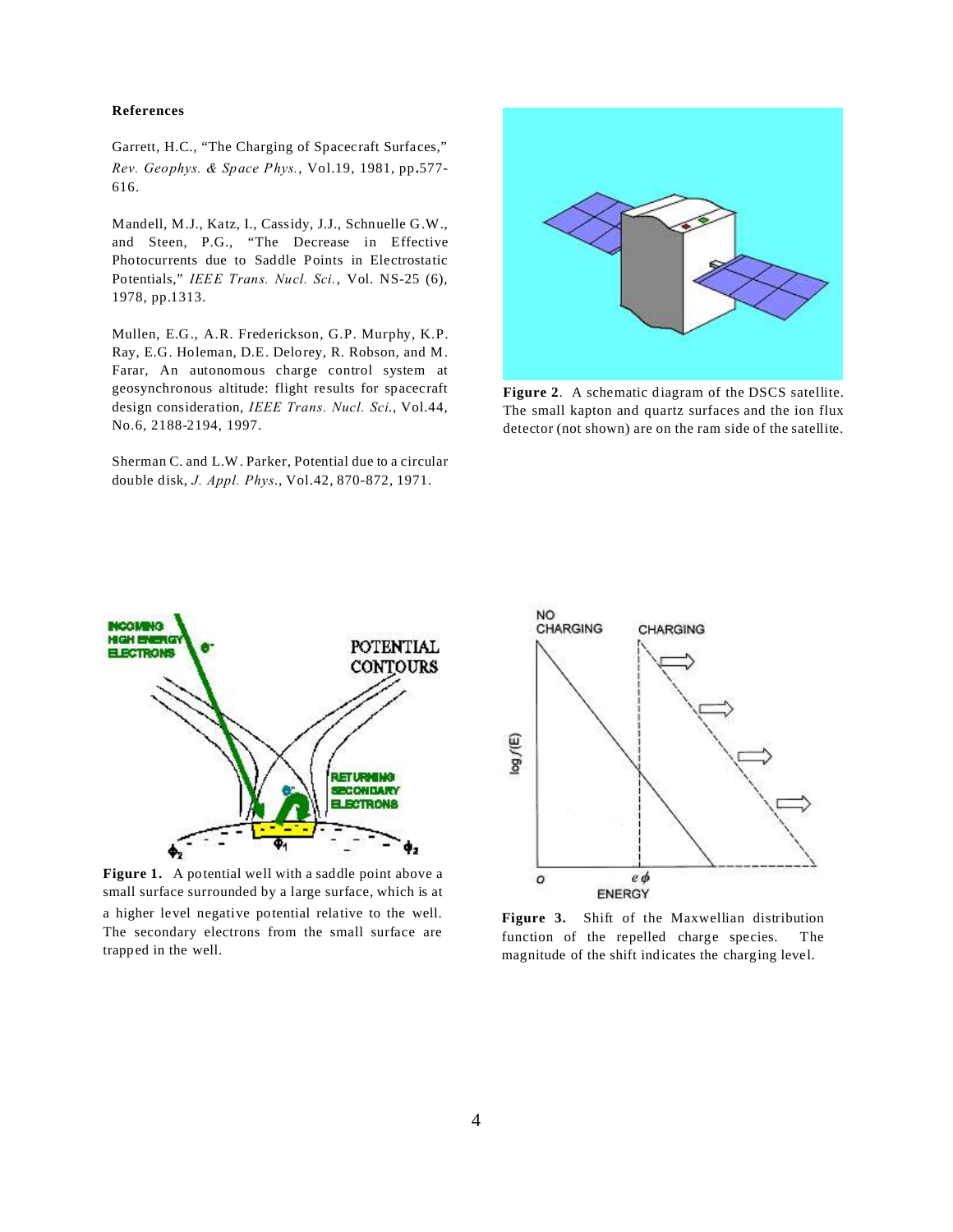### References

Garrett, H.C., "The Charging of Spacecraft Surfaces," *Rev. Geophys. & Space Phys.*, Vol.19, 1981, pp.577-616.

Mandell, M.J., Katz, I., Cassidy, J.J., Schnuelle G.W., and Steen, P.G., "The Decrease in Effective Photocurrents due to Saddle Points in Electrostatic Potentials," *IEEE Trans. Nucl. Sci.*, Vol. NS-25 (6), 1978, pp.1313.

Mullen, E.G., A.R. Frederickson, G.P. Murphy, K.P. Ray, E.G. Holeman, D.E. Delorey, R. Robson, and M. Farar, An autonomous charge control system at geosynchronous altitude: flight results for spacecraft design consideration, *IEEE Trans. Nucl. Sci.*, Vol.44, No.6, 2188-2194, 1997.

Sherman C. and L.W. Parker, Potential due to a circular double disk, *J. Appl. Phys.*, Vol.42, 870-872, 1971.

**Figure 2**. A schematic diagram of the DSCS satellite. The small kapton and quartz surfaces and the ion flux detector (not shown) are on the ram side of the satellite.

**Figure 1.** A potential well with a saddle point above a small surface surrounded by a large surface, which is at a higher level negative potential relative to the well. The secondary electrons from the small surface are trapped in the well.

**Figure 3.** Shift of the Maxwellian distribution function of the repelled charge species. The magnitude of the shift indicates the charging level.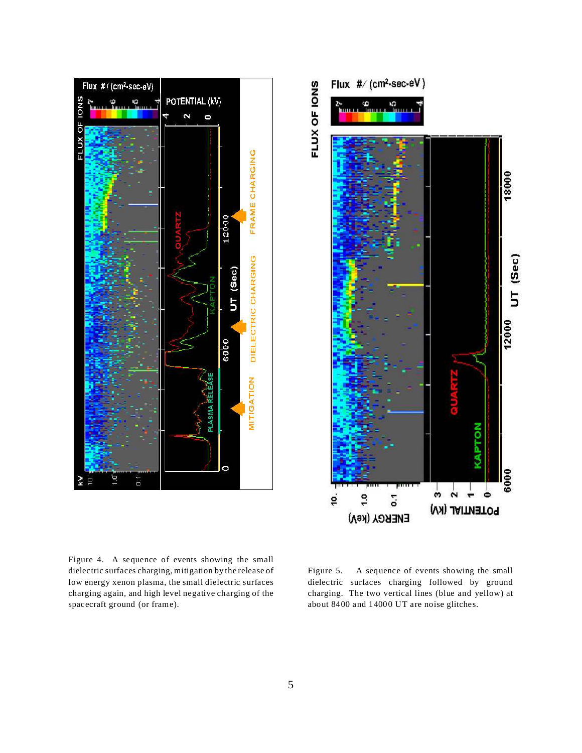FLUX OF IONS

Flux #/(cm[2]-sec-eV)

7 6 5 4

POTENTIAL (kV)

4 2 0

kV 10. 1.0 0.1

QUARTZ

KAPTON

PLASMA RELEASE

0 6000 12000

UT (Sec)

MITIGATION DIELECTRIC CHARGING FRAME CHARGING

Figure 4. A sequence of events showing the small dielectric surfaces charging, mitigation by the release of low energy xenon plasma, the small dielectric surfaces charging again, and high level negative charging of the spacecraft ground (or frame).

FLUX OF IONS

Flux #/(cm[2]-sec-eV)

7 6 5 4

ENERGY (keV)

10. 1.0 0.1

POTENTIAL (kV)

3 2 1 0

QUARTZ

KAPTON

6000 12000 18000

UT (Sec)

Figure 5. A sequence of events showing the small dielectric surfaces charging followed by ground charging. The two vertical lines (blue and yellow) at about 8400 and 14000 UT are noise glitches.